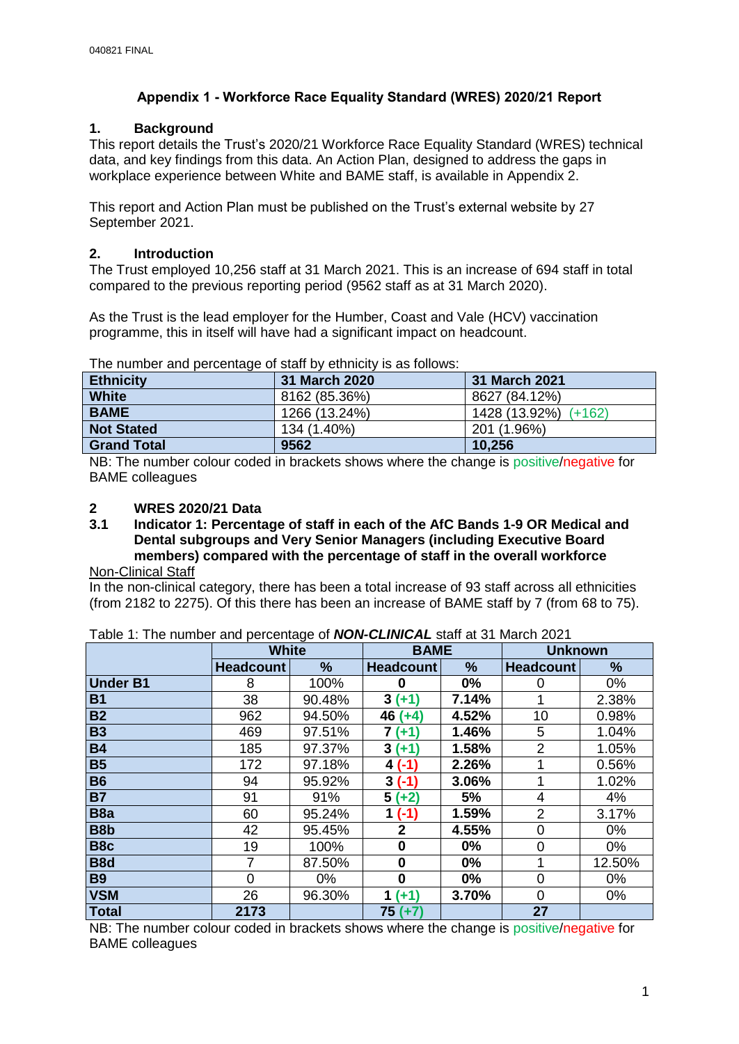040821 FINAL

# Appendix 1 - Workforce Race Equality Standard (WRES) 2020/21 Report

## 1. Background

This report details the Trust's 2020/21 Workforce Race Equality Standard (WRES) technical data, and key findings from this data. An Action Plan, designed to address the gaps in workplace experience between White and BAME staff, is available in Appendix 2.

This report and Action Plan must be published on the Trust's external website by 27 September 2021.

## 2. Introduction

The Trust employed 10,256 staff at 31 March 2021. This is an increase of 694 staff in total compared to the previous reporting period (9562 staff as at 31 March 2020).

As the Trust is the lead employer for the Humber, Coast and Vale (HCV) vaccination programme, this in itself will have had a significant impact on headcount.

The number and percentage of staff by ethnicity is as follows:

| Ethnicity | 31 March 2020 | 31 March 2021 |
|---|---|---|
| **White** | 8162 (85.36%) | 8627 (84.12%) |
| **BAME** | 1266 (13.24%) | 1428 (13.92%) (+162) |
| **Not Stated** | 134 (1.40%) | 201 (1.96%) |
| **Grand Total** | **9562** | **10,256** |

NB: The number colour coded in brackets shows where the change is positive/negative for BAME colleagues

## 2 WRES 2020/21 Data

### 3.1 Indicator 1: Percentage of staff in each of the AfC Bands 1-9 OR Medical and Dental subgroups and Very Senior Managers (including Executive Board members) compared with the percentage of staff in the overall workforce

Non-Clinical Staff

In the non-clinical category, there has been a total increase of 93 staff across all ethnicities (from 2182 to 2275). Of this there has been an increase of BAME staff by 7 (from 68 to 75).

Table 1: The number and percentage of ***NON-CLINICAL*** staff at 31 March 2021

| | White | | BAME | | Unknown | |
|---|---|---|---|---|---|---|
| | **Headcount** | **%** | **Headcount** | **%** | **Headcount** | **%** |
| **Under B1** | 8 | 100% | **0** | **0%** | 0 | 0% |
| **B1** | 38 | 90.48% | **3 (+1)** | **7.14%** | 1 | 2.38% |
| **B2** | 962 | 94.50% | **46 (+4)** | **4.52%** | 10 | 0.98% |
| **B3** | 469 | 97.51% | **7 (+1)** | **1.46%** | 5 | 1.04% |
| **B4** | 185 | 97.37% | **3 (+1)** | **1.58%** | 2 | 1.05% |
| **B5** | 172 | 97.18% | **4 (-1)** | **2.26%** | 1 | 0.56% |
| **B6** | 94 | 95.92% | **3 (-1)** | **3.06%** | 1 | 1.02% |
| **B7** | 91 | 91% | **5 (+2)** | **5%** | 4 | 4% |
| **B8a** | 60 | 95.24% | **1 (-1)** | **1.59%** | 2 | 3.17% |
| **B8b** | 42 | 95.45% | **2** | **4.55%** | 0 | 0% |
| **B8c** | 19 | 100% | **0** | **0%** | 0 | 0% |
| **B8d** | 7 | 87.50% | **0** | **0%** | 1 | 12.50% |
| **B9** | 0 | 0% | **0** | **0%** | 0 | 0% |
| **VSM** | 26 | 96.30% | **1 (+1)** | **3.70%** | 0 | 0% |
| **Total** | **2173** | | **75 (+7)** | | **27** | |

NB: The number colour coded in brackets shows where the change is positive/negative for BAME colleagues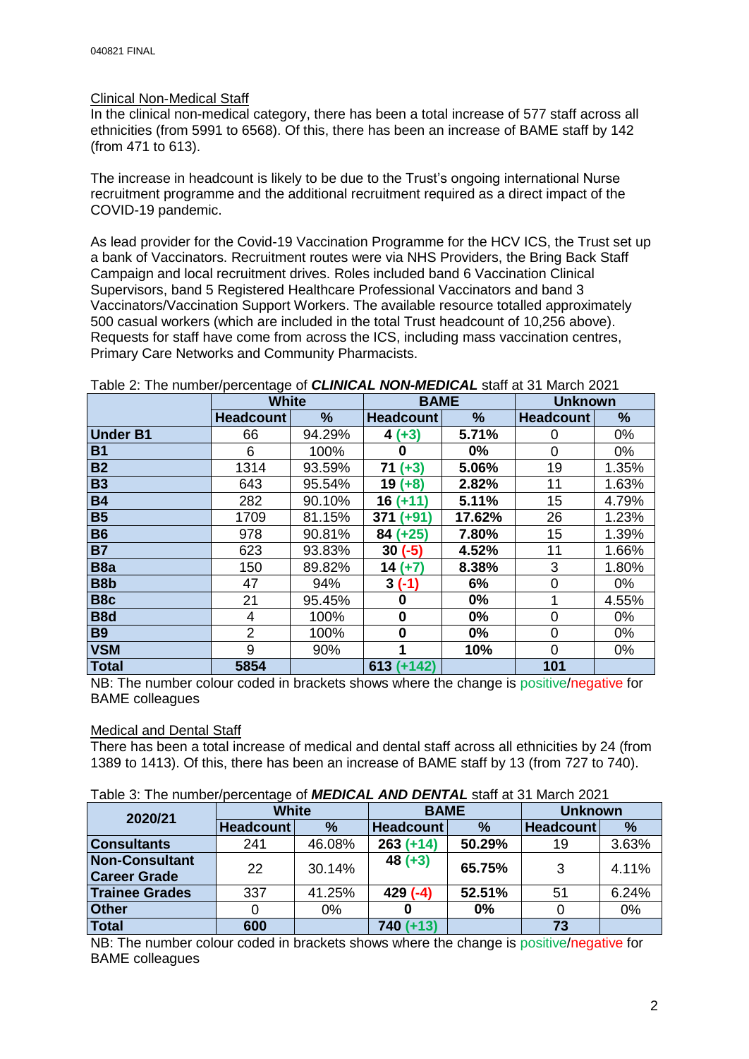Clinical Non-Medical Staff

In the clinical non-medical category, there has been a total increase of 577 staff across all ethnicities (from 5991 to 6568). Of this, there has been an increase of BAME staff by 142 (from 471 to 613).

The increase in headcount is likely to be due to the Trust's ongoing international Nurse recruitment programme and the additional recruitment required as a direct impact of the COVID-19 pandemic.

As lead provider for the Covid-19 Vaccination Programme for the HCV ICS, the Trust set up a bank of Vaccinators. Recruitment routes were via NHS Providers, the Bring Back Staff Campaign and local recruitment drives. Roles included band 6 Vaccination Clinical Supervisors, band 5 Registered Healthcare Professional Vaccinators and band 3 Vaccinators/Vaccination Support Workers. The available resource totalled approximately 500 casual workers (which are included in the total Trust headcount of 10,256 above). Requests for staff have come from across the ICS, including mass vaccination centres, Primary Care Networks and Community Pharmacists.

Table 2: The number/percentage of ***CLINICAL NON-MEDICAL*** staff at 31 March 2021

| | White | | BAME | | Unknown | |
|---|---|---|---|---|---|---|
| | **Headcount** | **%** | **Headcount** | **%** | **Headcount** | **%** |
| **Under B1** | 66 | 94.29% | **4 (+3)** | **5.71%** | 0 | 0% |
| **B1** | 6 | 100% | **0** | **0%** | 0 | 0% |
| **B2** | 1314 | 93.59% | **71 (+3)** | **5.06%** | 19 | 1.35% |
| **B3** | 643 | 95.54% | **19 (+8)** | **2.82%** | 11 | 1.63% |
| **B4** | 282 | 90.10% | **16 (+11)** | **5.11%** | 15 | 4.79% |
| **B5** | 1709 | 81.15% | **371 (+91)** | **17.62%** | 26 | 1.23% |
| **B6** | 978 | 90.81% | **84 (+25)** | **7.80%** | 15 | 1.39% |
| **B7** | 623 | 93.83% | **30 (-5)** | **4.52%** | 11 | 1.66% |
| **B8a** | 150 | 89.82% | **14 (+7)** | **8.38%** | 3 | 1.80% |
| **B8b** | 47 | 94% | **3 (-1)** | **6%** | 0 | 0% |
| **B8c** | 21 | 95.45% | **0** | **0%** | 1 | 4.55% |
| **B8d** | 4 | 100% | **0** | **0%** | 0 | 0% |
| **B9** | 2 | 100% | **0** | **0%** | 0 | 0% |
| **VSM** | 9 | 90% | **1** | **10%** | 0 | 0% |
| **Total** | **5854** | | **613 (+142)** | | **101** | |

NB: The number colour coded in brackets shows where the change is positive/negative for BAME colleagues

Medical and Dental Staff

There has been a total increase of medical and dental staff across all ethnicities by 24 (from 1389 to 1413). Of this, there has been an increase of BAME staff by 13 (from 727 to 740).

Table 3: The number/percentage of ***MEDICAL AND DENTAL*** staff at 31 March 2021

| 2020/21 | White | | BAME | | Unknown | |
|---|---|---|---|---|---|---|
| | **Headcount** | **%** | **Headcount** | **%** | **Headcount** | **%** |
| **Consultants** | 241 | 46.08% | **263 (+14)** | **50.29%** | 19 | 3.63% |
| **Non-Consultant Career Grade** | 22 | 30.14% | **48 (+3)** | **65.75%** | 3 | 4.11% |
| **Trainee Grades** | 337 | 41.25% | **429 (-4)** | **52.51%** | 51 | 6.24% |
| **Other** | 0 | 0% | **0** | **0%** | 0 | 0% |
| **Total** | **600** | | **740 (+13)** | | **73** | |

NB: The number colour coded in brackets shows where the change is positive/negative for BAME colleagues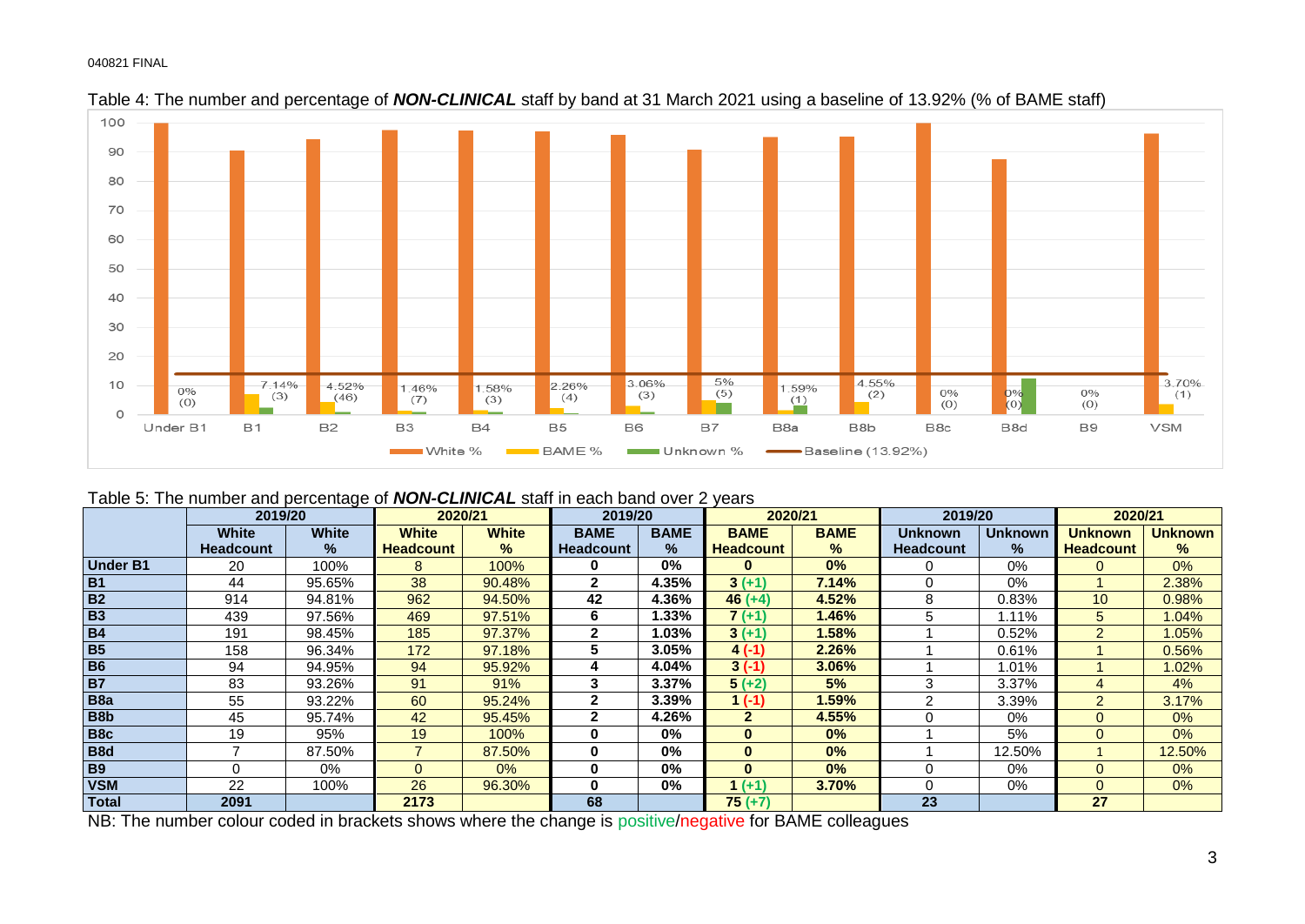040821 FINAL

Table 4: The number and percentage of ***NON-CLINICAL*** staff by band at 31 March 2021 using a baseline of 13.92% (% of BAME staff)

| Band | BAME % label |
|---|---|
| Under B1 | 0% (0) |
| B1 | 7.14% (3) |
| B2 | 4.52% (46) |
| B3 | 1.46% (7) |
| B4 | 1.58% (3) |
| B5 | 2.26% (4) |
| B6 | 3.06% (3) |
| B7 | 5% (5) |
| B8a | 1.59% (1) |
| B8b | 4.55% (2) |
| B8c | 0% (0) |
| B8d | 0% (0) |
| B9 | 0% (0) |
| VSM | 3.70% (1) |

White % · BAME % · Unknown % · Baseline (13.92%)

Table 5: The number and percentage of ***NON-CLINICAL*** staff in each band over 2 years

| | 2019/20 | | 2020/21 | | 2019/20 | | 2020/21 | | 2019/20 | | 2020/21 | |
|---|---|---|---|---|---|---|---|---|---|---|---|---|
| | **White Headcount** | **White %** | **White Headcount** | **White %** | **BAME Headcount** | **BAME %** | **BAME Headcount** | **BAME %** | **Unknown Headcount** | **Unknown %** | **Unknown Headcount** | **Unknown %** |
| **Under B1** | 20 | 100% | 8 | 100% | **0** | **0%** | **0** | **0%** | 0 | 0% | 0 | 0% |
| **B1** | 44 | 95.65% | 38 | 90.48% | **2** | **4.35%** | **3 (+1)** | **7.14%** | 0 | 0% | 1 | 2.38% |
| **B2** | 914 | 94.81% | 962 | 94.50% | **42** | **4.36%** | **46 (+4)** | **4.52%** | 8 | 0.83% | 10 | 0.98% |
| **B3** | 439 | 97.56% | 469 | 97.51% | **6** | **1.33%** | **7 (+1)** | **1.46%** | 5 | 1.11% | 5 | 1.04% |
| **B4** | 191 | 98.45% | 185 | 97.37% | **2** | **1.03%** | **3 (+1)** | **1.58%** | 1 | 0.52% | 2 | 1.05% |
| **B5** | 158 | 96.34% | 172 | 97.18% | **5** | **3.05%** | **4 (-1)** | **2.26%** | 1 | 0.61% | 1 | 0.56% |
| **B6** | 94 | 94.95% | 94 | 95.92% | **4** | **4.04%** | **3 (-1)** | **3.06%** | 1 | 1.01% | 1 | 1.02% |
| **B7** | 83 | 93.26% | 91 | 91% | **3** | **3.37%** | **5 (+2)** | **5%** | 3 | 3.37% | 4 | 4% |
| **B8a** | 55 | 93.22% | 60 | 95.24% | **2** | **3.39%** | **1 (-1)** | **1.59%** | 2 | 3.39% | 2 | 3.17% |
| **B8b** | 45 | 95.74% | 42 | 95.45% | **2** | **4.26%** | **2** | **4.55%** | 0 | 0% | 0 | 0% |
| **B8c** | 19 | 95% | 19 | 100% | **0** | **0%** | **0** | **0%** | 1 | 5% | 0 | 0% |
| **B8d** | 7 | 87.50% | 7 | 87.50% | **0** | **0%** | **0** | **0%** | 1 | 12.50% | 1 | 12.50% |
| **B9** | 0 | 0% | 0 | 0% | **0** | **0%** | **0** | **0%** | 0 | 0% | 0 | 0% |
| **VSM** | 22 | 100% | 26 | 96.30% | **0** | **0%** | **1 (+1)** | **3.70%** | 0 | 0% | 0 | 0% |
| **Total** | **2091** | | **2173** | | **68** | | **75 (+7)** | | **23** | | **27** | |

NB: The number colour coded in brackets shows where the change is positive/negative for BAME colleagues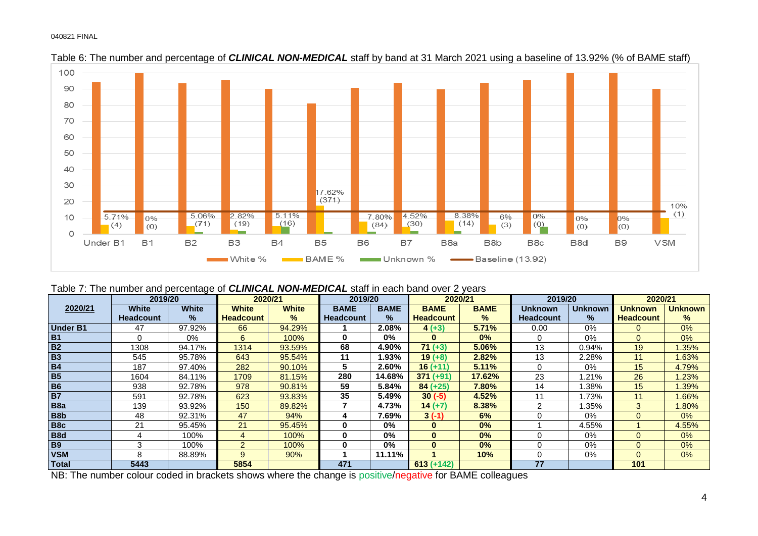040821 FINAL

Table 6: The number and percentage of ***CLINICAL NON-MEDICAL*** staff by band at 31 March 2021 using a baseline of 13.92% (% of BAME staff)

Table 7: The number and percentage of ***CLINICAL NON-MEDICAL*** staff in each band over 2 years

| 2020/21 | 2019/20 | | 2020/21 | | 2019/20 | | 2020/21 | | 2019/20 | | 2020/21 | |
|---|---|---|---|---|---|---|---|---|---|---|---|---|
| | White Headcount | White % | White Headcount | White % | BAME Headcount | BAME % | BAME Headcount | BAME % | Unknown Headcount | Unknown % | Unknown Headcount | Unknown % |
| **Under B1** | 47 | 97.92% | 66 | 94.29% | **1** | **2.08%** | **4 (+3)** | **5.71%** | 0.00 | 0% | 0 | 0% |
| **B1** | 0 | 0% | 6 | 100% | **0** | **0%** | **0** | **0%** | 0 | 0% | 0 | 0% |
| **B2** | 1308 | 94.17% | 1314 | 93.59% | **68** | **4.90%** | **71 (+3)** | **5.06%** | 13 | 0.94% | 19 | 1.35% |
| **B3** | 545 | 95.78% | 643 | 95.54% | **11** | **1.93%** | **19 (+8)** | **2.82%** | 13 | 2.28% | 11 | 1.63% |
| **B4** | 187 | 97.40% | 282 | 90.10% | **5** | **2.60%** | **16 (+11)** | **5.11%** | 0 | 0% | 15 | 4.79% |
| **B5** | 1604 | 84.11% | 1709 | 81.15% | **280** | **14.68%** | **371 (+91)** | **17.62%** | 23 | 1.21% | 26 | 1.23% |
| **B6** | 938 | 92.78% | 978 | 90.81% | **59** | **5.84%** | **84 (+25)** | **7.80%** | 14 | 1.38% | 15 | 1.39% |
| **B7** | 591 | 92.78% | 623 | 93.83% | **35** | **5.49%** | **30 (-5)** | **4.52%** | 11 | 1.73% | 11 | 1.66% |
| **B8a** | 139 | 93.92% | 150 | 89.82% | **7** | **4.73%** | **14 (+7)** | **8.38%** | 2 | 1.35% | 3 | 1.80% |
| **B8b** | 48 | 92.31% | 47 | 94% | **4** | **7.69%** | **3 (-1)** | **6%** | 0 | 0% | 0 | 0% |
| **B8c** | 21 | 95.45% | 21 | 95.45% | **0** | **0%** | **0** | **0%** | 1 | 4.55% | 1 | 4.55% |
| **B8d** | 4 | 100% | 4 | 100% | **0** | **0%** | **0** | **0%** | 0 | 0% | 0 | 0% |
| **B9** | 3 | 100% | 2 | 100% | **0** | **0%** | **0** | **0%** | 0 | 0% | 0 | 0% |
| **VSM** | 8 | 88.89% | 9 | 90% | **1** | **11.11%** | **1** | **10%** | 0 | 0% | 0 | 0% |
| **Total** | **5443** | | **5854** | | **471** | | **613 (+142)** | | **77** | | **101** | |

NB: The number colour coded in brackets shows where the change is positive/negative for BAME colleagues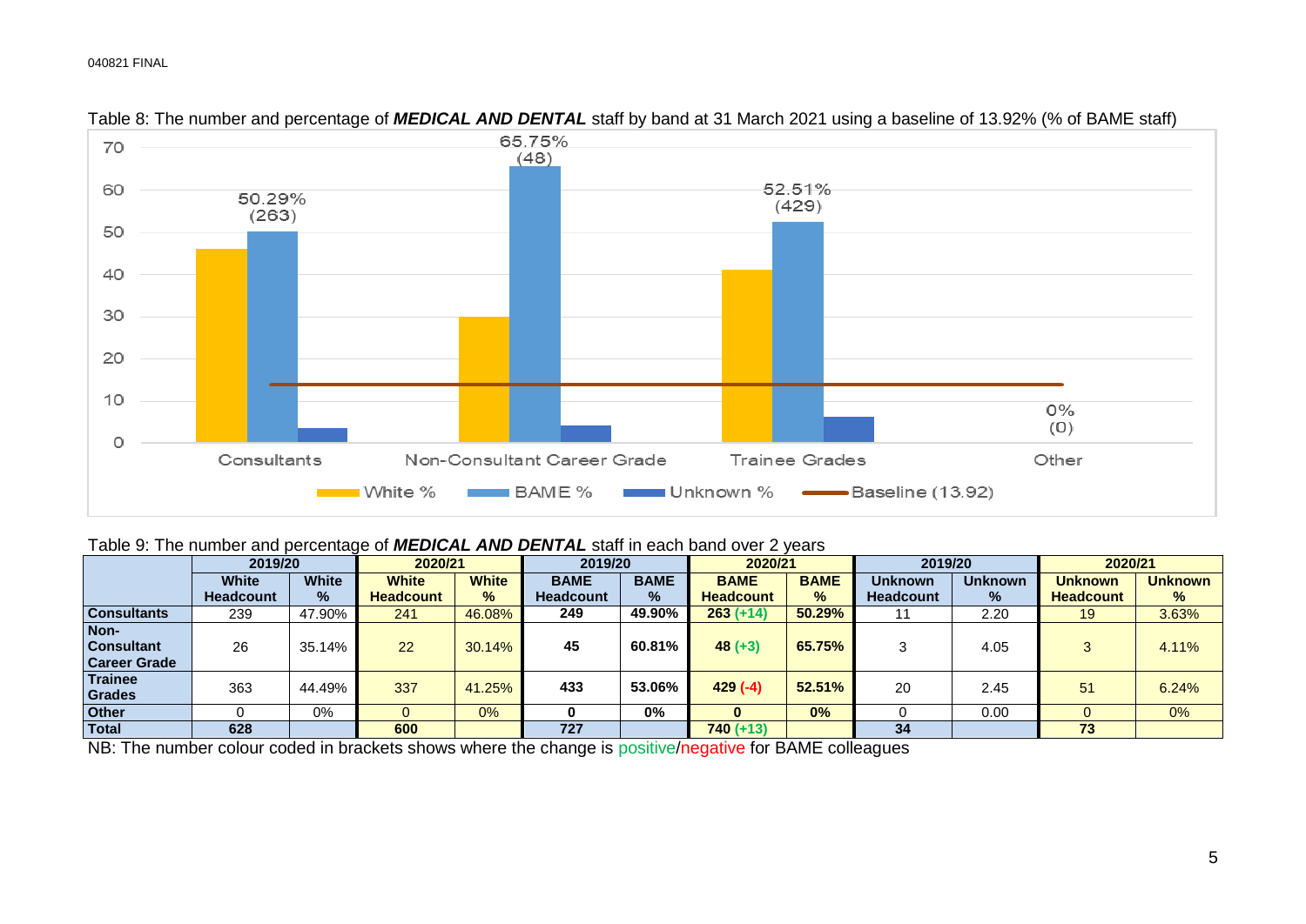040821 FINAL

Table 8: The number and percentage of ***MEDICAL AND DENTAL*** staff by band at 31 March 2021 using a baseline of 13.92% (% of BAME staff)

Table 9: The number and percentage of ***MEDICAL AND DENTAL*** staff in each band over 2 years

| | 2019/20 | | 2020/21 | | 2019/20 | | 2020/21 | | 2019/20 | | 2020/21 | |
|---|---|---|---|---|---|---|---|---|---|---|---|---|
| | **White Headcount** | **White %** | **White Headcount** | **White %** | **BAME Headcount** | **BAME %** | **BAME Headcount** | **BAME %** | **Unknown Headcount** | **Unknown %** | **Unknown Headcount** | **Unknown %** |
| **Consultants** | 239 | 47.90% | 241 | 46.08% | **249** | **49.90%** | **263 (+14)** | **50.29%** | 11 | 2.20 | 19 | 3.63% |
| **Non-Consultant Career Grade** | 26 | 35.14% | 22 | 30.14% | **45** | **60.81%** | **48 (+3)** | **65.75%** | 3 | 4.05 | 3 | 4.11% |
| **Trainee Grades** | 363 | 44.49% | 337 | 41.25% | **433** | **53.06%** | **429 (-4)** | **52.51%** | 20 | 2.45 | 51 | 6.24% |
| **Other** | 0 | 0% | 0 | 0% | **0** | **0%** | **0** | **0%** | 0 | 0.00 | 0 | 0% |
| **Total** | **628** | | **600** | | **727** | | **740 (+13)** | | **34** | | **73** | |

NB: The number colour coded in brackets shows where the change is positive/negative for BAME colleagues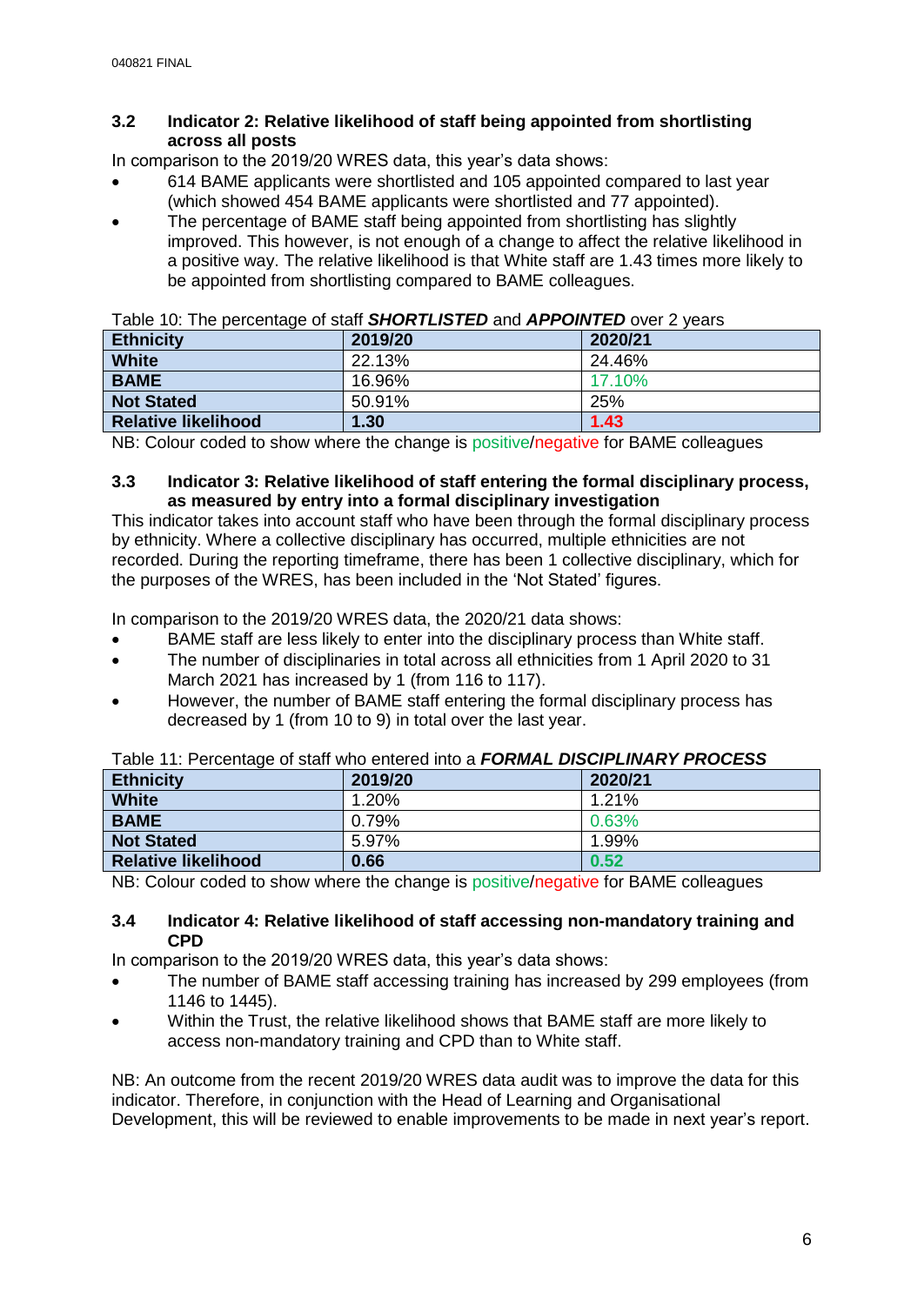### 3.2 Indicator 2: Relative likelihood of staff being appointed from shortlisting across all posts

In comparison to the 2019/20 WRES data, this year's data shows:

- 614 BAME applicants were shortlisted and 105 appointed compared to last year (which showed 454 BAME applicants were shortlisted and 77 appointed).
- The percentage of BAME staff being appointed from shortlisting has slightly improved. This however, is not enough of a change to affect the relative likelihood in a positive way. The relative likelihood is that White staff are 1.43 times more likely to be appointed from shortlisting compared to BAME colleagues.

Table 10: The percentage of staff ***SHORTLISTED*** and ***APPOINTED*** over 2 years

| Ethnicity | 2019/20 | 2020/21 |
|---|---|---|
| **White** | 22.13% | 24.46% |
| **BAME** | 16.96% | 17.10% |
| **Not Stated** | 50.91% | 25% |
| **Relative likelihood** | **1.30** | **1.43** |

NB: Colour coded to show where the change is positive/negative for BAME colleagues

### 3.3 Indicator 3: Relative likelihood of staff entering the formal disciplinary process, as measured by entry into a formal disciplinary investigation

This indicator takes into account staff who have been through the formal disciplinary process by ethnicity. Where a collective disciplinary has occurred, multiple ethnicities are not recorded. During the reporting timeframe, there has been 1 collective disciplinary, which for the purposes of the WRES, has been included in the 'Not Stated' figures.

In comparison to the 2019/20 WRES data, the 2020/21 data shows:

- BAME staff are less likely to enter into the disciplinary process than White staff.
- The number of disciplinaries in total across all ethnicities from 1 April 2020 to 31 March 2021 has increased by 1 (from 116 to 117).
- However, the number of BAME staff entering the formal disciplinary process has decreased by 1 (from 10 to 9) in total over the last year.

Table 11: Percentage of staff who entered into a ***FORMAL DISCIPLINARY PROCESS***

| Ethnicity | 2019/20 | 2020/21 |
|---|---|---|
| **White** | 1.20% | 1.21% |
| **BAME** | 0.79% | 0.63% |
| **Not Stated** | 5.97% | 1.99% |
| **Relative likelihood** | **0.66** | **0.52** |

NB: Colour coded to show where the change is positive/negative for BAME colleagues

### 3.4 Indicator 4: Relative likelihood of staff accessing non-mandatory training and CPD

In comparison to the 2019/20 WRES data, this year's data shows:

- The number of BAME staff accessing training has increased by 299 employees (from 1146 to 1445).
- Within the Trust, the relative likelihood shows that BAME staff are more likely to access non-mandatory training and CPD than to White staff.

NB: An outcome from the recent 2019/20 WRES data audit was to improve the data for this indicator. Therefore, in conjunction with the Head of Learning and Organisational Development, this will be reviewed to enable improvements to be made in next year's report.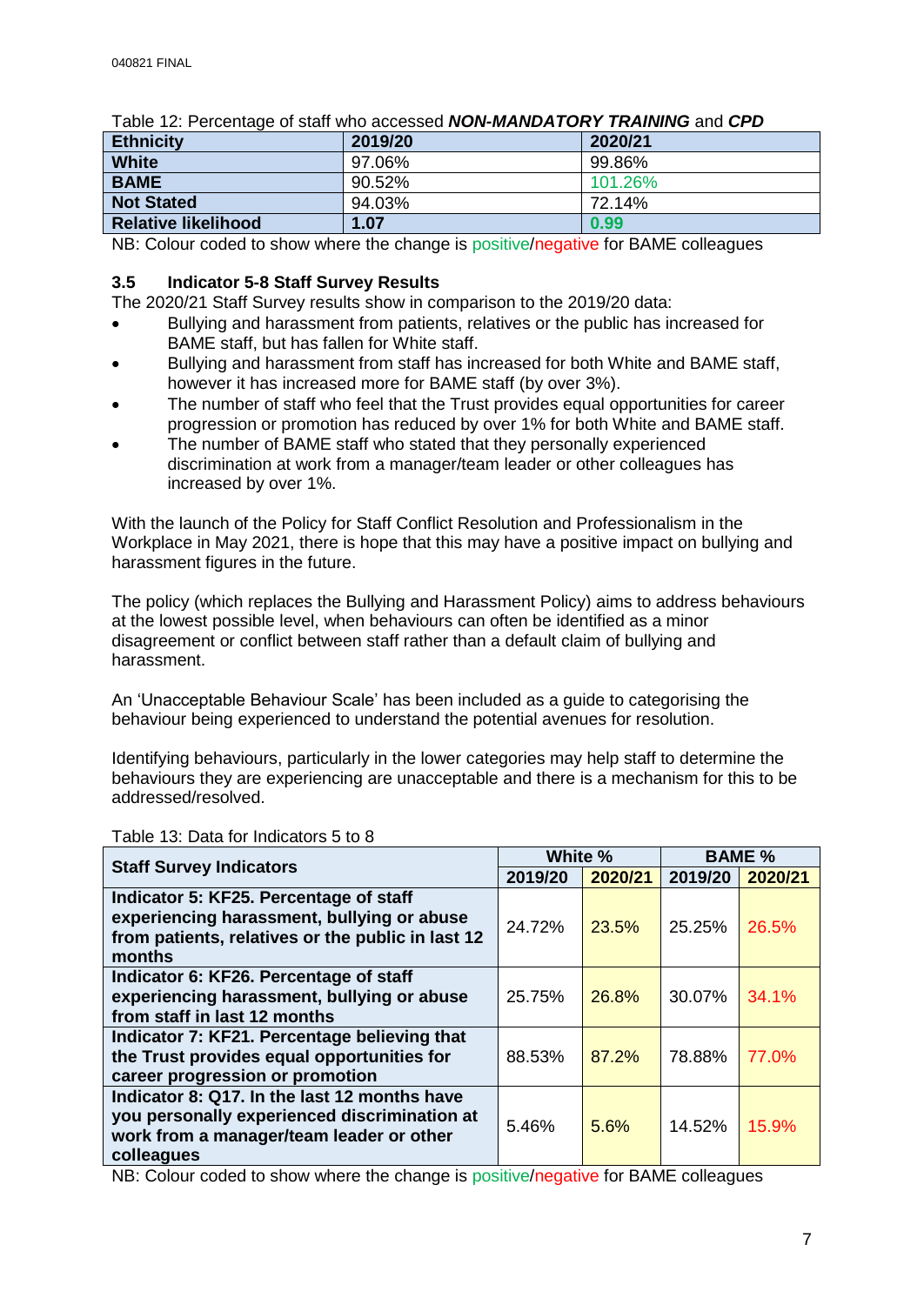040821 FINAL

Table 12: Percentage of staff who accessed ***NON-MANDATORY TRAINING*** and ***CPD***

| Ethnicity | 2019/20 | 2020/21 |
|---|---|---|
| **White** | 97.06% | 99.86% |
| **BAME** | 90.52% | 101.26% |
| **Not Stated** | 94.03% | 72.14% |
| **Relative likelihood** | **1.07** | **0.99** |

NB: Colour coded to show where the change is positive/negative for BAME colleagues

### 3.5 Indicator 5-8 Staff Survey Results

The 2020/21 Staff Survey results show in comparison to the 2019/20 data:

- Bullying and harassment from patients, relatives or the public has increased for BAME staff, but has fallen for White staff.
- Bullying and harassment from staff has increased for both White and BAME staff, however it has increased more for BAME staff (by over 3%).
- The number of staff who feel that the Trust provides equal opportunities for career progression or promotion has reduced by over 1% for both White and BAME staff.
- The number of BAME staff who stated that they personally experienced discrimination at work from a manager/team leader or other colleagues has increased by over 1%.

With the launch of the Policy for Staff Conflict Resolution and Professionalism in the Workplace in May 2021, there is hope that this may have a positive impact on bullying and harassment figures in the future.

The policy (which replaces the Bullying and Harassment Policy) aims to address behaviours at the lowest possible level, when behaviours can often be identified as a minor disagreement or conflict between staff rather than a default claim of bullying and harassment.

An 'Unacceptable Behaviour Scale' has been included as a guide to categorising the behaviour being experienced to understand the potential avenues for resolution.

Identifying behaviours, particularly in the lower categories may help staff to determine the behaviours they are experiencing are unacceptable and there is a mechanism for this to be addressed/resolved.

Table 13: Data for Indicators 5 to 8

| Staff Survey Indicators | White % | | BAME % | |
|---|---|---|---|---|
| | 2019/20 | 2020/21 | 2019/20 | 2020/21 |
| **Indicator 5: KF25. Percentage of staff experiencing harassment, bullying or abuse from patients, relatives or the public in last 12 months** | 24.72% | 23.5% | 25.25% | 26.5% |
| **Indicator 6: KF26. Percentage of staff experiencing harassment, bullying or abuse from staff in last 12 months** | 25.75% | 26.8% | 30.07% | 34.1% |
| **Indicator 7: KF21. Percentage believing that the Trust provides equal opportunities for career progression or promotion** | 88.53% | 87.2% | 78.88% | 77.0% |
| **Indicator 8: Q17. In the last 12 months have you personally experienced discrimination at work from a manager/team leader or other colleagues** | 5.46% | 5.6% | 14.52% | 15.9% |

NB: Colour coded to show where the change is positive/negative for BAME colleagues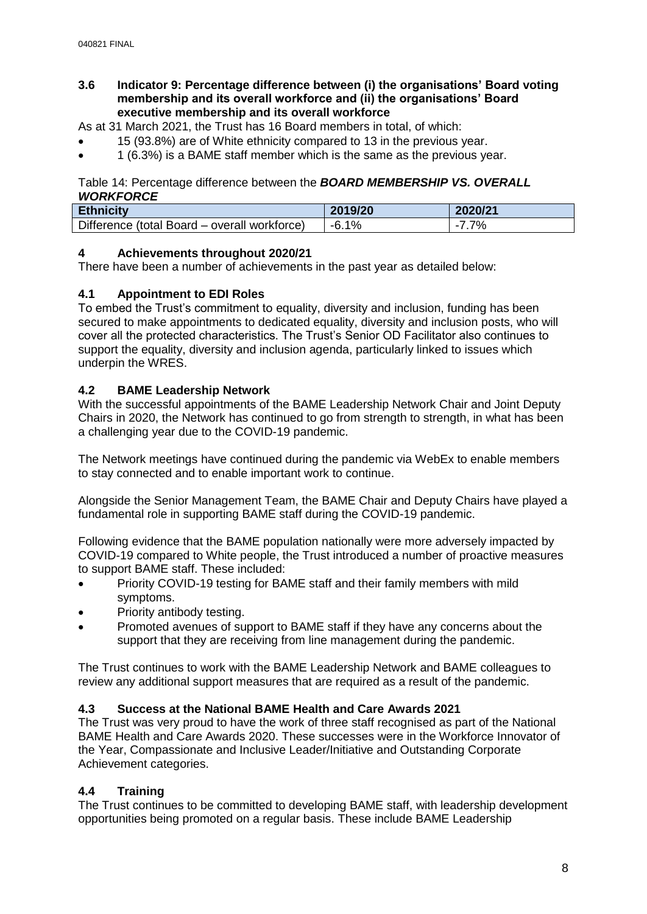### 3.6 Indicator 9: Percentage difference between (i) the organisations' Board voting membership and its overall workforce and (ii) the organisations' Board executive membership and its overall workforce

As at 31 March 2021, the Trust has 16 Board members in total, of which:

- 15 (93.8%) are of White ethnicity compared to 13 in the previous year.
- 1 (6.3%) is a BAME staff member which is the same as the previous year.

Table 14: Percentage difference between the ***BOARD MEMBERSHIP VS. OVERALL WORKFORCE***

| Ethnicity | 2019/20 | 2020/21 |
|---|---|---|
| Difference (total Board – overall workforce) | -6.1% | -7.7% |

## 4 Achievements throughout 2020/21

There have been a number of achievements in the past year as detailed below:

### 4.1 Appointment to EDI Roles

To embed the Trust's commitment to equality, diversity and inclusion, funding has been secured to make appointments to dedicated equality, diversity and inclusion posts, who will cover all the protected characteristics. The Trust's Senior OD Facilitator also continues to support the equality, diversity and inclusion agenda, particularly linked to issues which underpin the WRES.

### 4.2 BAME Leadership Network

With the successful appointments of the BAME Leadership Network Chair and Joint Deputy Chairs in 2020, the Network has continued to go from strength to strength, in what has been a challenging year due to the COVID-19 pandemic.

The Network meetings have continued during the pandemic via WebEx to enable members to stay connected and to enable important work to continue.

Alongside the Senior Management Team, the BAME Chair and Deputy Chairs have played a fundamental role in supporting BAME staff during the COVID-19 pandemic.

Following evidence that the BAME population nationally were more adversely impacted by COVID-19 compared to White people, the Trust introduced a number of proactive measures to support BAME staff. These included:

- Priority COVID-19 testing for BAME staff and their family members with mild symptoms.
- Priority antibody testing.
- Promoted avenues of support to BAME staff if they have any concerns about the support that they are receiving from line management during the pandemic.

The Trust continues to work with the BAME Leadership Network and BAME colleagues to review any additional support measures that are required as a result of the pandemic.

### 4.3 Success at the National BAME Health and Care Awards 2021

The Trust was very proud to have the work of three staff recognised as part of the National BAME Health and Care Awards 2020. These successes were in the Workforce Innovator of the Year, Compassionate and Inclusive Leader/Initiative and Outstanding Corporate Achievement categories.

### 4.4 Training

The Trust continues to be committed to developing BAME staff, with leadership development opportunities being promoted on a regular basis. These include BAME Leadership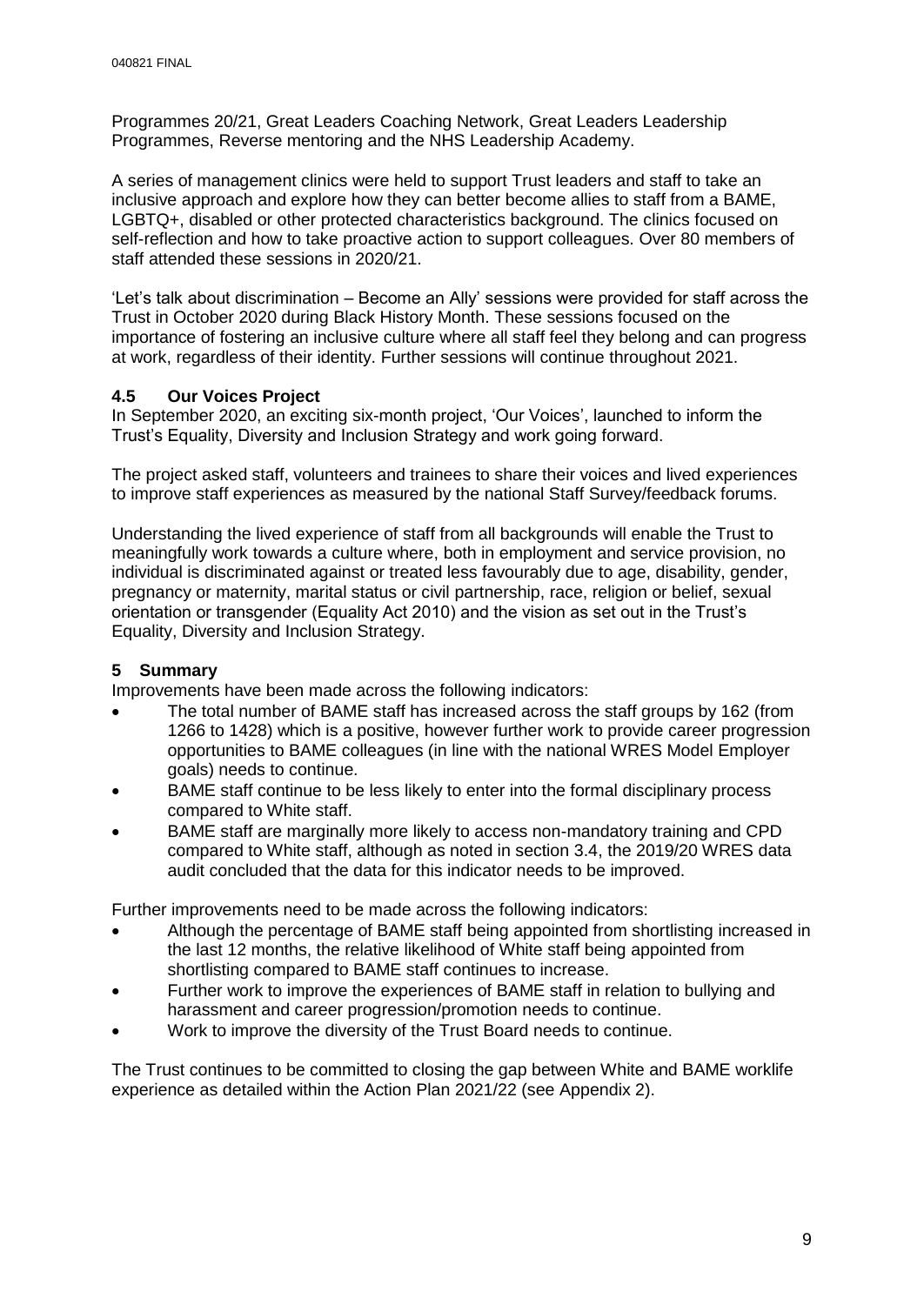Programmes 20/21, Great Leaders Coaching Network, Great Leaders Leadership Programmes, Reverse mentoring and the NHS Leadership Academy.

A series of management clinics were held to support Trust leaders and staff to take an inclusive approach and explore how they can better become allies to staff from a BAME, LGBTQ+, disabled or other protected characteristics background. The clinics focused on self-reflection and how to take proactive action to support colleagues. Over 80 members of staff attended these sessions in 2020/21.

'Let's talk about discrimination – Become an Ally' sessions were provided for staff across the Trust in October 2020 during Black History Month. These sessions focused on the importance of fostering an inclusive culture where all staff feel they belong and can progress at work, regardless of their identity. Further sessions will continue throughout 2021.

### 4.5 Our Voices Project

In September 2020, an exciting six-month project, 'Our Voices', launched to inform the Trust's Equality, Diversity and Inclusion Strategy and work going forward.

The project asked staff, volunteers and trainees to share their voices and lived experiences to improve staff experiences as measured by the national Staff Survey/feedback forums.

Understanding the lived experience of staff from all backgrounds will enable the Trust to meaningfully work towards a culture where, both in employment and service provision, no individual is discriminated against or treated less favourably due to age, disability, gender, pregnancy or maternity, marital status or civil partnership, race, religion or belief, sexual orientation or transgender (Equality Act 2010) and the vision as set out in the Trust's Equality, Diversity and Inclusion Strategy.

## 5 Summary

Improvements have been made across the following indicators:

- The total number of BAME staff has increased across the staff groups by 162 (from 1266 to 1428) which is a positive, however further work to provide career progression opportunities to BAME colleagues (in line with the national WRES Model Employer goals) needs to continue.
- BAME staff continue to be less likely to enter into the formal disciplinary process compared to White staff.
- BAME staff are marginally more likely to access non-mandatory training and CPD compared to White staff, although as noted in section 3.4, the 2019/20 WRES data audit concluded that the data for this indicator needs to be improved.

Further improvements need to be made across the following indicators:

- Although the percentage of BAME staff being appointed from shortlisting increased in the last 12 months, the relative likelihood of White staff being appointed from shortlisting compared to BAME staff continues to increase.
- Further work to improve the experiences of BAME staff in relation to bullying and harassment and career progression/promotion needs to continue.
- Work to improve the diversity of the Trust Board needs to continue.

The Trust continues to be committed to closing the gap between White and BAME worklife experience as detailed within the Action Plan 2021/22 (see Appendix 2).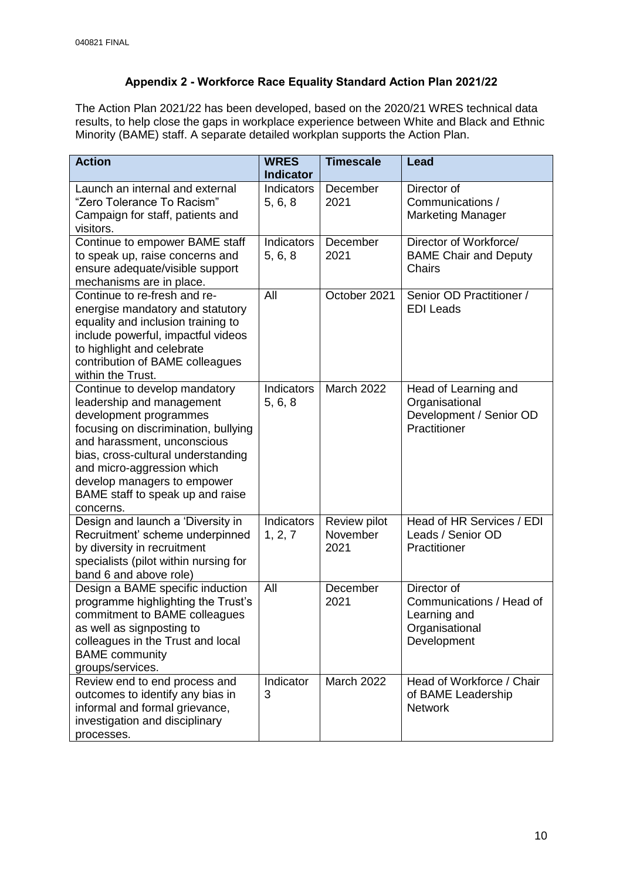## Appendix 2 - Workforce Race Equality Standard Action Plan 2021/22

The Action Plan 2021/22 has been developed, based on the 2020/21 WRES technical data results, to help close the gaps in workplace experience between White and Black and Ethnic Minority (BAME) staff. A separate detailed workplan supports the Action Plan.

| Action | WRES Indicator | Timescale | Lead |
|---|---|---|---|
| Launch an internal and external "Zero Tolerance To Racism" Campaign for staff, patients and visitors. | Indicators 5, 6, 8 | December 2021 | Director of Communications / Marketing Manager |
| Continue to empower BAME staff to speak up, raise concerns and ensure adequate/visible support mechanisms are in place. | Indicators 5, 6, 8 | December 2021 | Director of Workforce/ BAME Chair and Deputy Chairs |
| Continue to re-fresh and re-energise mandatory and statutory equality and inclusion training to include powerful, impactful videos to highlight and celebrate contribution of BAME colleagues within the Trust. | All | October 2021 | Senior OD Practitioner / EDI Leads |
| Continue to develop mandatory leadership and management development programmes focusing on discrimination, bullying and harassment, unconscious bias, cross-cultural understanding and micro-aggression which develop managers to empower BAME staff to speak up and raise concerns. | Indicators 5, 6, 8 | March 2022 | Head of Learning and Organisational Development / Senior OD Practitioner |
| Design and launch a 'Diversity in Recruitment' scheme underpinned by diversity in recruitment specialists (pilot within nursing for band 6 and above role) | Indicators 1, 2, 7 | Review pilot November 2021 | Head of HR Services / EDI Leads / Senior OD Practitioner |
| Design a BAME specific induction programme highlighting the Trust's commitment to BAME colleagues as well as signposting to colleagues in the Trust and local BAME community groups/services. | All | December 2021 | Director of Communications / Head of Learning and Organisational Development |
| Review end to end process and outcomes to identify any bias in informal and formal grievance, investigation and disciplinary processes. | Indicator 3 | March 2022 | Head of Workforce / Chair of BAME Leadership Network |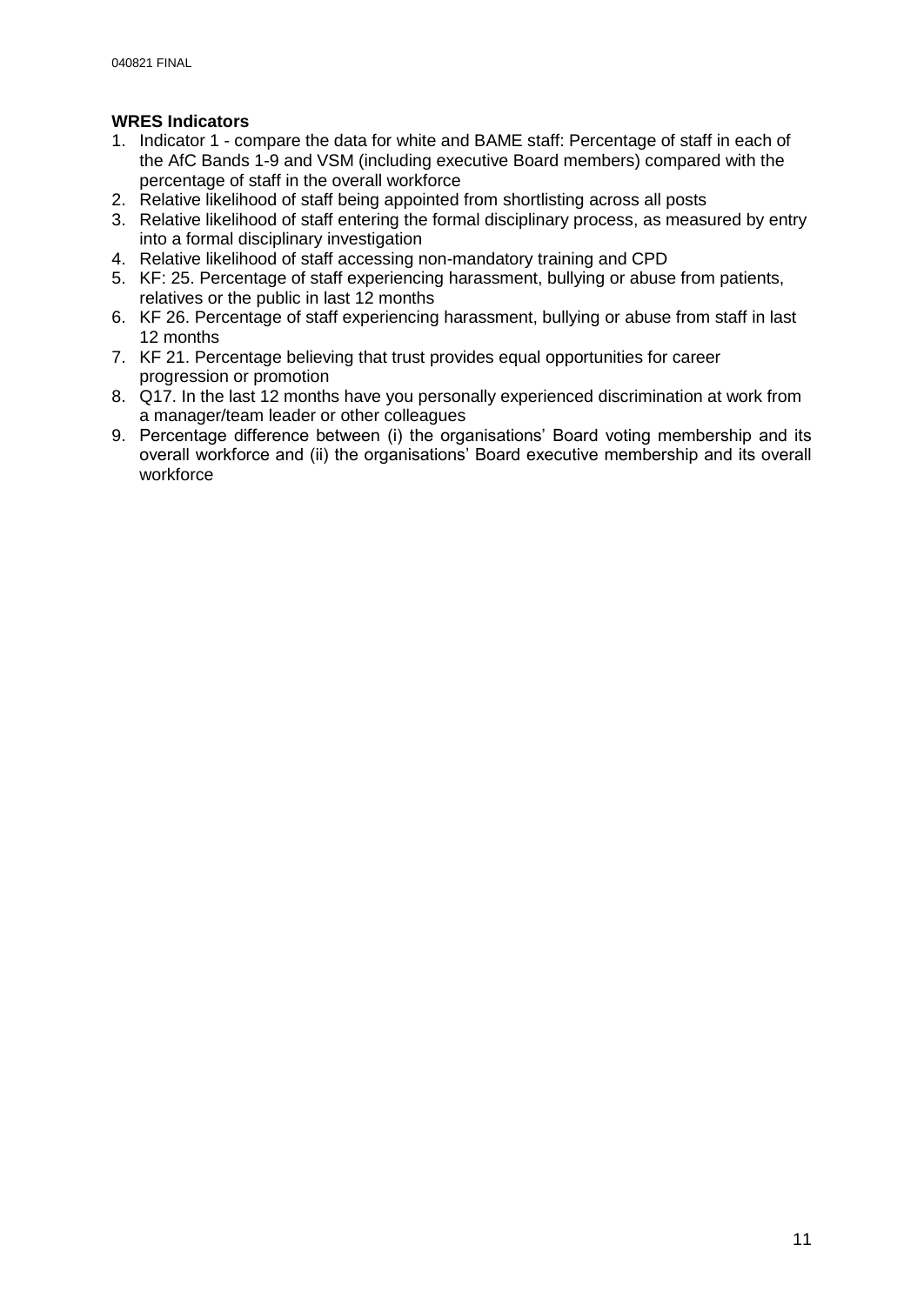**WRES Indicators**

1. Indicator 1 - compare the data for white and BAME staff: Percentage of staff in each of the AfC Bands 1-9 and VSM (including executive Board members) compared with the percentage of staff in the overall workforce
2. Relative likelihood of staff being appointed from shortlisting across all posts
3. Relative likelihood of staff entering the formal disciplinary process, as measured by entry into a formal disciplinary investigation
4. Relative likelihood of staff accessing non-mandatory training and CPD
5. KF: 25. Percentage of staff experiencing harassment, bullying or abuse from patients, relatives or the public in last 12 months
6. KF 26. Percentage of staff experiencing harassment, bullying or abuse from staff in last 12 months
7. KF 21. Percentage believing that trust provides equal opportunities for career progression or promotion
8. Q17. In the last 12 months have you personally experienced discrimination at work from a manager/team leader or other colleagues
9. Percentage difference between (i) the organisations' Board voting membership and its overall workforce and (ii) the organisations' Board executive membership and its overall workforce